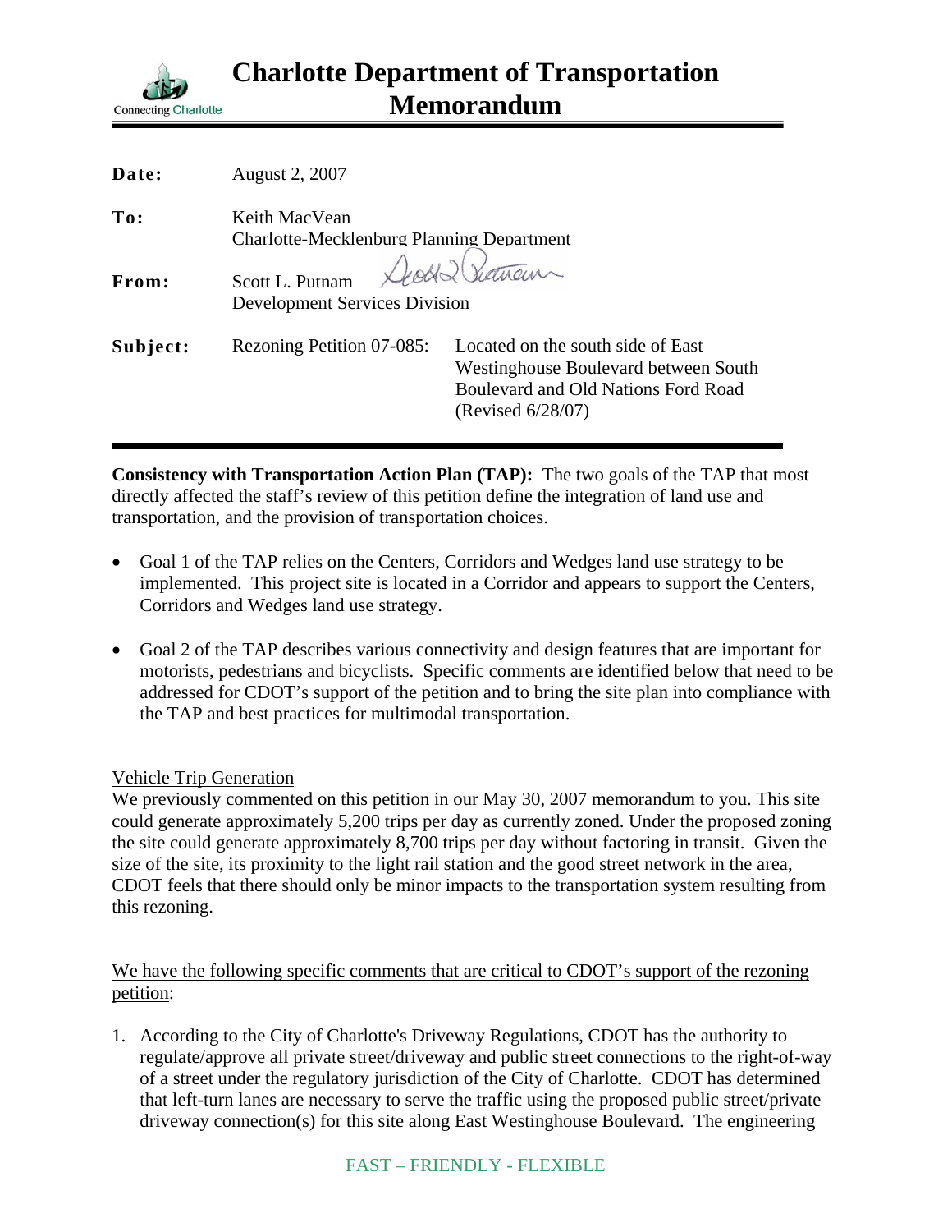# Charlotte Department of Transportation Memorandum

Connecting Charlotte

| | |
|---|---|
| **Date:** | August 2, 2007 |
| **To:** | Keith MacVean<br>Charlotte-Mecklenburg Planning Department |
| **From:** | Scott L. Putnam<br>Development Services Division |
| **Subject:** | Rezoning Petition 07-085: Located on the south side of East Westinghouse Boulevard between South Boulevard and Old Nations Ford Road (Revised 6/28/07) |

**Consistency with Transportation Action Plan (TAP):** The two goals of the TAP that most directly affected the staff's review of this petition define the integration of land use and transportation, and the provision of transportation choices.

- Goal 1 of the TAP relies on the Centers, Corridors and Wedges land use strategy to be implemented. This project site is located in a Corridor and appears to support the Centers, Corridors and Wedges land use strategy.
- Goal 2 of the TAP describes various connectivity and design features that are important for motorists, pedestrians and bicyclists. Specific comments are identified below that need to be addressed for CDOT's support of the petition and to bring the site plan into compliance with the TAP and best practices for multimodal transportation.

Vehicle Trip Generation

We previously commented on this petition in our May 30, 2007 memorandum to you. This site could generate approximately 5,200 trips per day as currently zoned. Under the proposed zoning the site could generate approximately 8,700 trips per day without factoring in transit. Given the size of the site, its proximity to the light rail station and the good street network in the area, CDOT feels that there should only be minor impacts to the transportation system resulting from this rezoning.

We have the following specific comments that are critical to CDOT's support of the rezoning petition:

1. According to the City of Charlotte's Driveway Regulations, CDOT has the authority to regulate/approve all private street/driveway and public street connections to the right-of-way of a street under the regulatory jurisdiction of the City of Charlotte. CDOT has determined that left-turn lanes are necessary to serve the traffic using the proposed public street/private driveway connection(s) for this site along East Westinghouse Boulevard. The engineering

FAST – FRIENDLY - FLEXIBLE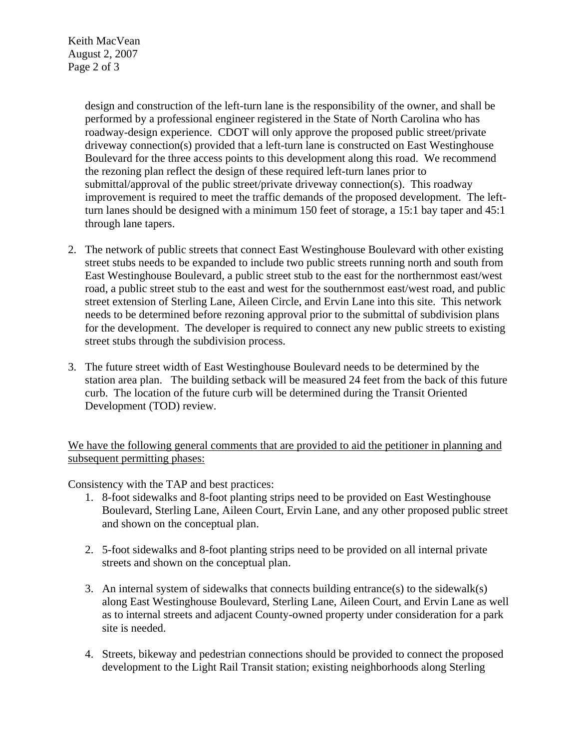design and construction of the left-turn lane is the responsibility of the owner, and shall be performed by a professional engineer registered in the State of North Carolina who has roadway-design experience. CDOT will only approve the proposed public street/private driveway connection(s) provided that a left-turn lane is constructed on East Westinghouse Boulevard for the three access points to this development along this road. We recommend the rezoning plan reflect the design of these required left-turn lanes prior to submittal/approval of the public street/private driveway connection(s). This roadway improvement is required to meet the traffic demands of the proposed development. The left-turn lanes should be designed with a minimum 150 feet of storage, a 15:1 bay taper and 45:1 through lane tapers.

2. The network of public streets that connect East Westinghouse Boulevard with other existing street stubs needs to be expanded to include two public streets running north and south from East Westinghouse Boulevard, a public street stub to the east for the northernmost east/west road, a public street stub to the east and west for the southernmost east/west road, and public street extension of Sterling Lane, Aileen Circle, and Ervin Lane into this site. This network needs to be determined before rezoning approval prior to the submittal of subdivision plans for the development. The developer is required to connect any new public streets to existing street stubs through the subdivision process.

3. The future street width of East Westinghouse Boulevard needs to be determined by the station area plan. The building setback will be measured 24 feet from the back of this future curb. The location of the future curb will be determined during the Transit Oriented Development (TOD) review.

<u>We have the following general comments that are provided to aid the petitioner in planning and subsequent permitting phases:</u>

Consistency with the TAP and best practices:

1. 8-foot sidewalks and 8-foot planting strips need to be provided on East Westinghouse Boulevard, Sterling Lane, Aileen Court, Ervin Lane, and any other proposed public street and shown on the conceptual plan.

2. 5-foot sidewalks and 8-foot planting strips need to be provided on all internal private streets and shown on the conceptual plan.

3. An internal system of sidewalks that connects building entrance(s) to the sidewalk(s) along East Westinghouse Boulevard, Sterling Lane, Aileen Court, and Ervin Lane as well as to internal streets and adjacent County-owned property under consideration for a park site is needed.

4. Streets, bikeway and pedestrian connections should be provided to connect the proposed development to the Light Rail Transit station; existing neighborhoods along Sterling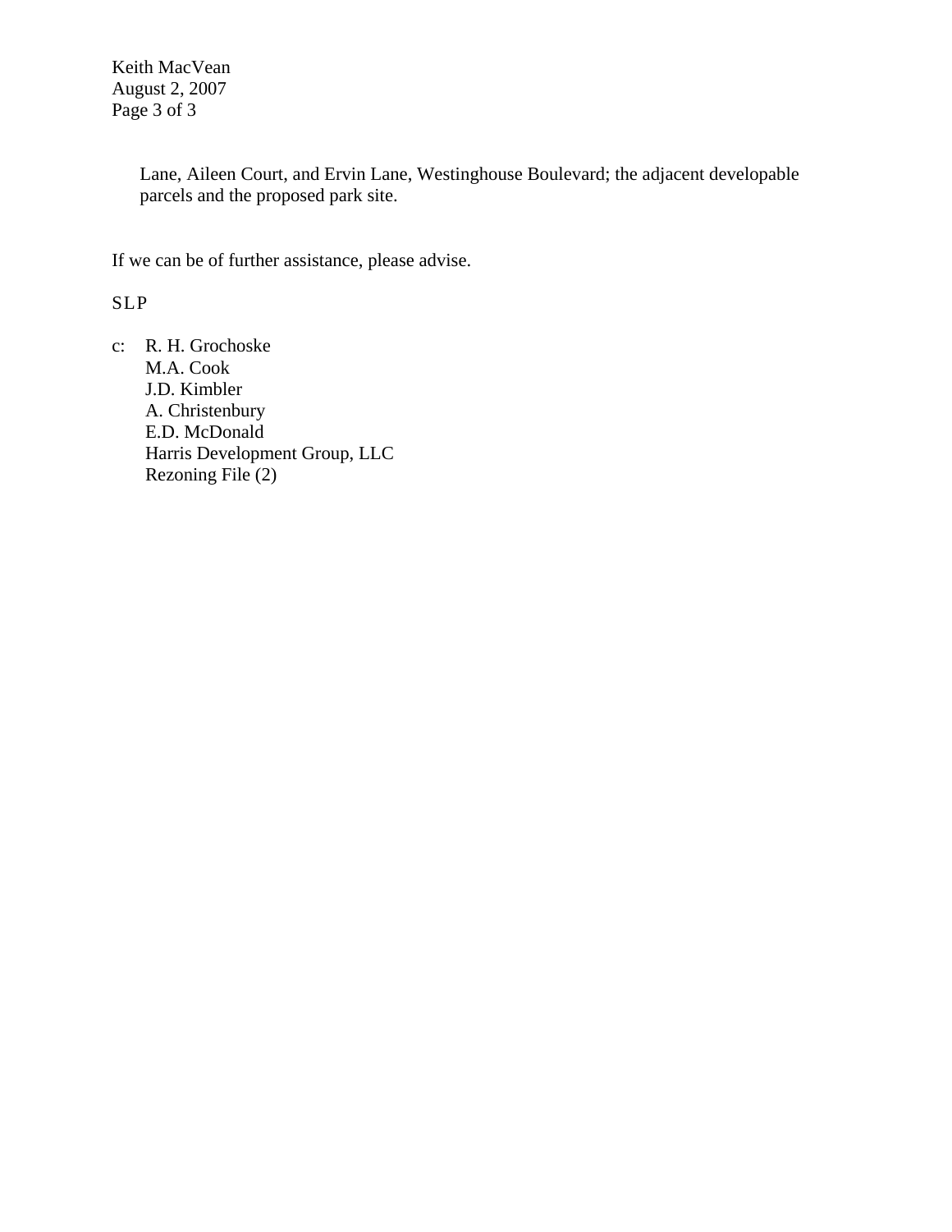Lane, Aileen Court, and Ervin Lane, Westinghouse Boulevard; the adjacent developable parcels and the proposed park site.

If we can be of further assistance, please advise.

SLP

c: R. H. Grochoske
M.A. Cook
J.D. Kimbler
A. Christenbury
E.D. McDonald
Harris Development Group, LLC
Rezoning File (2)